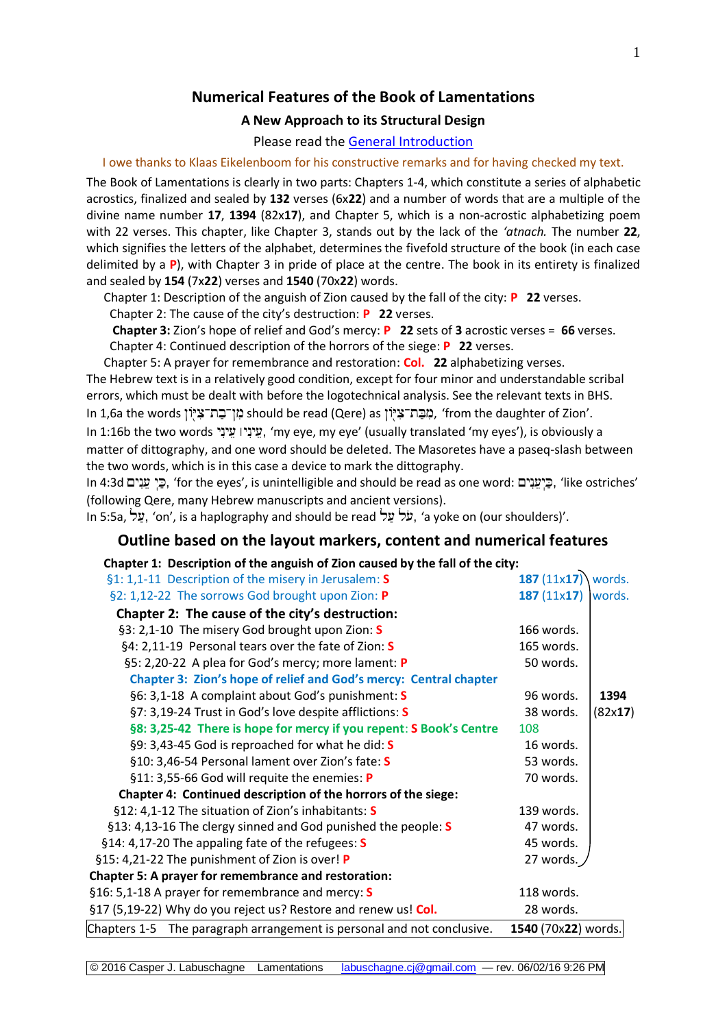# Numerical Features of the Book of Lamentations

## A New Approach to its Structural Design

Please read the General Introduction

I owe thanks to Klaas Eikelenboom for his constructive remarks and for having checked my text.

The Book of Lamentations is clearly in two parts: Chapters 1-4, which constitute a series of alphabetic acrostics, finalized and sealed by **132** verses (6x**22**) and a number of words that are a multiple of the divine name number **17**, **1394** (82x**17**), and Chapter 5, which is a non-acrostic alphabetizing poem with 22 verses. This chapter, like Chapter 3, stands out by the lack of the *'atnach.* The number **22**, which signifies the letters of the alphabet, determines the fivefold structure of the book (in each case delimited by a **P**), with Chapter 3 in pride of place at the centre. The book in its entirety is finalized and sealed by **154** (7x**22**) verses and **1540** (70x**22**) words.

Chapter 1: Description of the anguish of Zion caused by the fall of the city: **P** **22** verses.
Chapter 2: The cause of the city's destruction: **P** **22** verses.
**Chapter 3:** Zion's hope of relief and God's mercy: **P** **22** sets of **3** acrostic verses = **66** verses.
Chapter 4: Continued description of the horrors of the siege: **P** **22** verses.
Chapter 5: A prayer for remembrance and restoration: **Col.** **22** alphabetizing verses.

The Hebrew text is in a relatively good condition, except for four minor and understandable scribal errors, which must be dealt with before the logotechnical analysis. See the relevant texts in BHS.

In 1,6a the words מִן־בַּת־צִיּוֹן should be read (Qere) as מִבַּת־צִיּוֹן, 'from the daughter of Zion'.

In 1:16b the two words עֵינִי ׀ עֵינִי, 'my eye, my eye' (usually translated 'my eyes'), is obviously a matter of dittography, and one word should be deleted. The Masoretes have a paseq-slash between the two words, which is in this case a device to mark the dittography.

In 4:3d כִּי עֵנִים, 'for the eyes', is unintelligible and should be read as one word: כַּיְעֵנִים, 'like ostriches' (following Qere, many Hebrew manuscripts and ancient versions).

In 5:5a, עַל, 'on', is a haplography and should be read עֹל עַל, 'a yoke on (our shoulders)'.

## Outline based on the layout markers, content and numerical features

**Chapter 1: Description of the anguish of Zion caused by the fall of the city:**

| Section | Words | Total |
|---|---|---|
| §1: 1,1-11 Description of the misery in Jerusalem: **S** | **187** (11x**17**) words. | |
| §2: 1,12-22 The sorrows God brought upon Zion: **P** | **187** (11x**17**) words. | |
| **Chapter 2: The cause of the city's destruction:** | | |
| §3: 2,1-10 The misery God brought upon Zion: **S** | 166 words. | |
| §4: 2,11-19 Personal tears over the fate of Zion: **S** | 165 words. | |
| §5: 2,20-22 A plea for God's mercy; more lament: **P** | 50 words. | |
| **Chapter 3: Zion's hope of relief and God's mercy: Central chapter** | | |
| §6: 3,1-18 A complaint about God's punishment: **S** | 96 words. | **1394** |
| §7: 3,19-24 Trust in God's love despite afflictions: **S** | 38 words. | (82x**17**) |
| **§8: 3,25-42 There is hope for mercy if you repent: S Book's Centre** | 108 | |
| §9: 3,43-45 God is reproached for what he did: **S** | 16 words. | |
| §10: 3,46-54 Personal lament over Zion's fate: **S** | 53 words. | |
| §11: 3,55-66 God will requite the enemies: **P** | 70 words. | |
| **Chapter 4: Continued description of the horrors of the siege:** | | |
| §12: 4,1-12 The situation of Zion's inhabitants: **S** | 139 words. | |
| §13: 4,13-16 The clergy sinned and God punished the people: **S** | 47 words. | |
| §14: 4,17-20 The appaling fate of the refugees: **S** | 45 words. | |
| §15: 4,21-22 The punishment of Zion is over! **P** | 27 words. | |
| **Chapter 5: A prayer for remembrance and restoration:** | | |
| §16: 5,1-18 A prayer for remembrance and mercy: **S** | 118 words. | |
| §17 (5,19-22) Why do you reject us? Restore and renew us! **Col.** | 28 words. | |
| Chapters 1-5 The paragraph arrangement is personal and not conclusive. | **1540** (70x**22**) words. | |

© 2016 Casper J. Labuschagne Lamentations labuschagne.cj@gmail.com — rev. 06/02/16 9:26 PM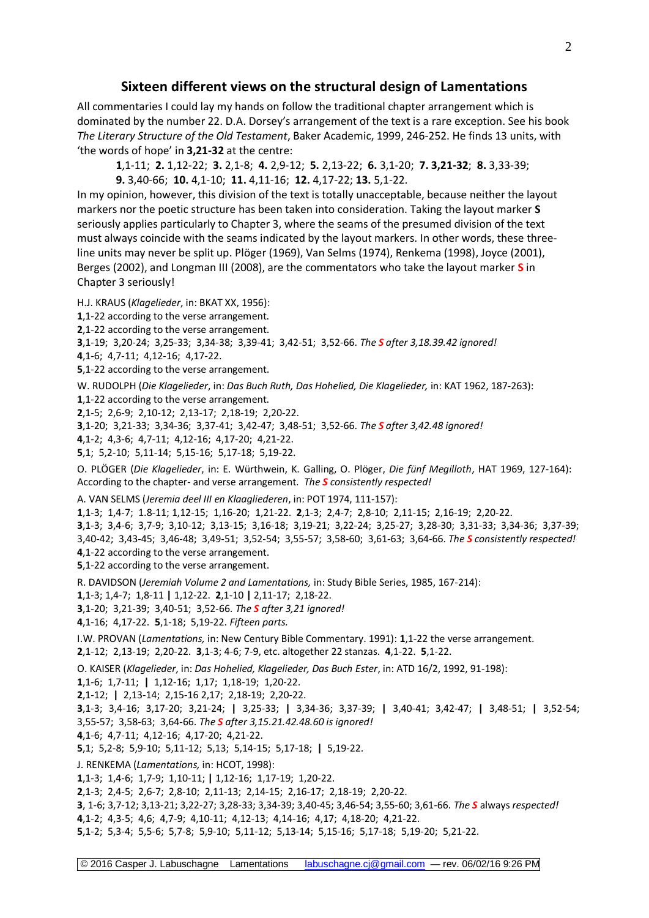## Sixteen different views on the structural design of Lamentations

All commentaries I could lay my hands on follow the traditional chapter arrangement which is dominated by the number 22. D.A. Dorsey's arrangement of the text is a rare exception. See his book *The Literary Structure of the Old Testament*, Baker Academic, 1999, 246-252. He finds 13 units, with 'the words of hope' in **3,21-32** at the centre:

> **1**,1-11; **2.** 1,12-22; **3.** 2,1-8; **4.** 2,9-12; **5.** 2,13-22; **6.** 3,1-20; **7. 3,21-32**; **8.** 3,33-39;
> **9.** 3,40-66; **10.** 4,1-10; **11.** 4,11-16; **12.** 4,17-22; **13.** 5,1-22.

In my opinion, however, this division of the text is totally unacceptable, because neither the layout markers nor the poetic structure has been taken into consideration. Taking the layout marker **S** seriously applies particularly to Chapter 3, where the seams of the presumed division of the text must always coincide with the seams indicated by the layout markers. In other words, these three-line units may never be split up. Plöger (1969), Van Selms (1974), Renkema (1998), Joyce (2001), Berges (2002), and Longman III (2008), are the commentators who take the layout marker **S** in Chapter 3 seriously!

H.J. KRAUS (*Klagelieder*, in: BKAT XX, 1956):
**1**,1-22 according to the verse arrangement.
**2**,1-22 according to the verse arrangement.
**3**,1-19; 3,20-24; 3,25-33; 3,34-38; 3,39-41; 3,42-51; 3,52-66. *The **S** after 3,18.39.42 ignored!*
**4**,1-6; 4,7-11; 4,12-16; 4,17-22.
**5**,1-22 according to the verse arrangement.

W. RUDOLPH (*Die Klagelieder*, in: *Das Buch Ruth, Das Hohelied, Die Klagelieder,* in: KAT 1962, 187-263):
**1**,1-22 according to the verse arrangement.
**2**,1-5; 2,6-9; 2,10-12; 2,13-17; 2,18-19; 2,20-22.
**3**,1-20; 3,21-33; 3,34-36; 3,37-41; 3,42-47; 3,48-51; 3,52-66. *The **S** after 3,42.48 ignored!*
**4**,1-2; 4,3-6; 4,7-11; 4,12-16; 4,17-20; 4,21-22.
**5**,1; 5,2-10; 5,11-14; 5,15-16; 5,17-18; 5,19-22.

O. PLÖGER (*Die Klagelieder*, in: E. Würthwein, K. Galling, O. Plöger, *Die fünf Megilloth*, HAT 1969, 127-164):
According to the chapter- and verse arrangement. *The **S** consistently respected!*

A. VAN SELMS (*Jeremia deel III en Klaagliederen*, in: POT 1974, 111-157):
**1**,1-3; 1,4-7; 1.8-11; 1,12-15; 1,16-20; 1,21-22. **2**,1-3; 2,4-7; 2,8-10; 2,11-15; 2,16-19; 2,20-22.
**3**,1-3; 3,4-6; 3,7-9; 3,10-12; 3,13-15; 3,16-18; 3,19-21; 3,22-24; 3,25-27; 3,28-30; 3,31-33; 3,34-36; 3,37-39; 3,40-42; 3,43-45; 3,46-48; 3,49-51; 3,52-54; 3,55-57; 3,58-60; 3,61-63; 3,64-66. *The **S** consistently respected!*
**4**,1-22 according to the verse arrangement.
**5**,1-22 according to the verse arrangement.

R. DAVIDSON (*Jeremiah Volume 2 and Lamentations,* in: Study Bible Series, 1985, 167-214):
**1**,1-3; 1,4-7; 1,8-11 **|** 1,12-22. **2**,1-10 **|** 2,11-17; 2,18-22.
**3**,1-20; 3,21-39; 3,40-51; 3,52-66. *The **S** after 3,21 ignored!*
**4**,1-16; 4,17-22. **5**,1-18; 5,19-22. *Fifteen parts.*

I.W. PROVAN (*Lamentations,* in: New Century Bible Commentary. 1991): **1**,1-22 the verse arrangement.
**2**,1-12; 2,13-19; 2,20-22. **3**,1-3; 4-6; 7-9, etc. altogether 22 stanzas. **4**,1-22. **5**,1-22.

O. KAISER (*Klagelieder*, in: *Das Hohelied, Klagelieder, Das Buch Ester*, in: ATD 16/2, 1992, 91-198):
**1**,1-6; 1,7-11; **|** 1,12-16; 1,17; 1,18-19; 1,20-22.
**2**,1-12; **|** 2,13-14; 2,15-16 2,17; 2,18-19; 2,20-22.
**3**,1-3; 3,4-16; 3,17-20; 3,21-24; **|** 3,25-33; **|** 3,34-36; 3,37-39; **|** 3,40-41; 3,42-47; **|** 3,48-51; **|** 3,52-54; 3,55-57; 3,58-63; 3,64-66. *The **S** after 3,15.21.42.48.60 is ignored!*
**4**,1-6; 4,7-11; 4,12-16; 4,17-20; 4,21-22.
**5**,1; 5,2-8; 5,9-10; 5,11-12; 5,13; 5,14-15; 5,17-18; **|** 5,19-22.

J. RENKEMA (*Lamentations,* in: HCOT, 1998):
**1**,1-3; 1,4-6; 1,7-9; 1,10-11; **|** 1,12-16; 1,17-19; 1,20-22.
**2**,1-3; 2,4-5; 2,6-7; 2,8-10; 2,11-13; 2,14-15; 2,16-17; 2,18-19; 2,20-22.
**3**, 1-6; 3,7-12; 3,13-21; 3,22-27; 3,28-33; 3,34-39; 3,40-45; 3,46-54; 3,55-60; 3,61-66. *The **S** always respected!*
**4**,1-2; 4,3-5; 4,6; 4,7-9; 4,10-11; 4,12-13; 4,14-16; 4,17; 4,18-20; 4,21-22.
**5**,1-2; 5,3-4; 5,5-6; 5,7-8; 5,9-10; 5,11-12; 5,13-14; 5,15-16; 5,17-18; 5,19-20; 5,21-22.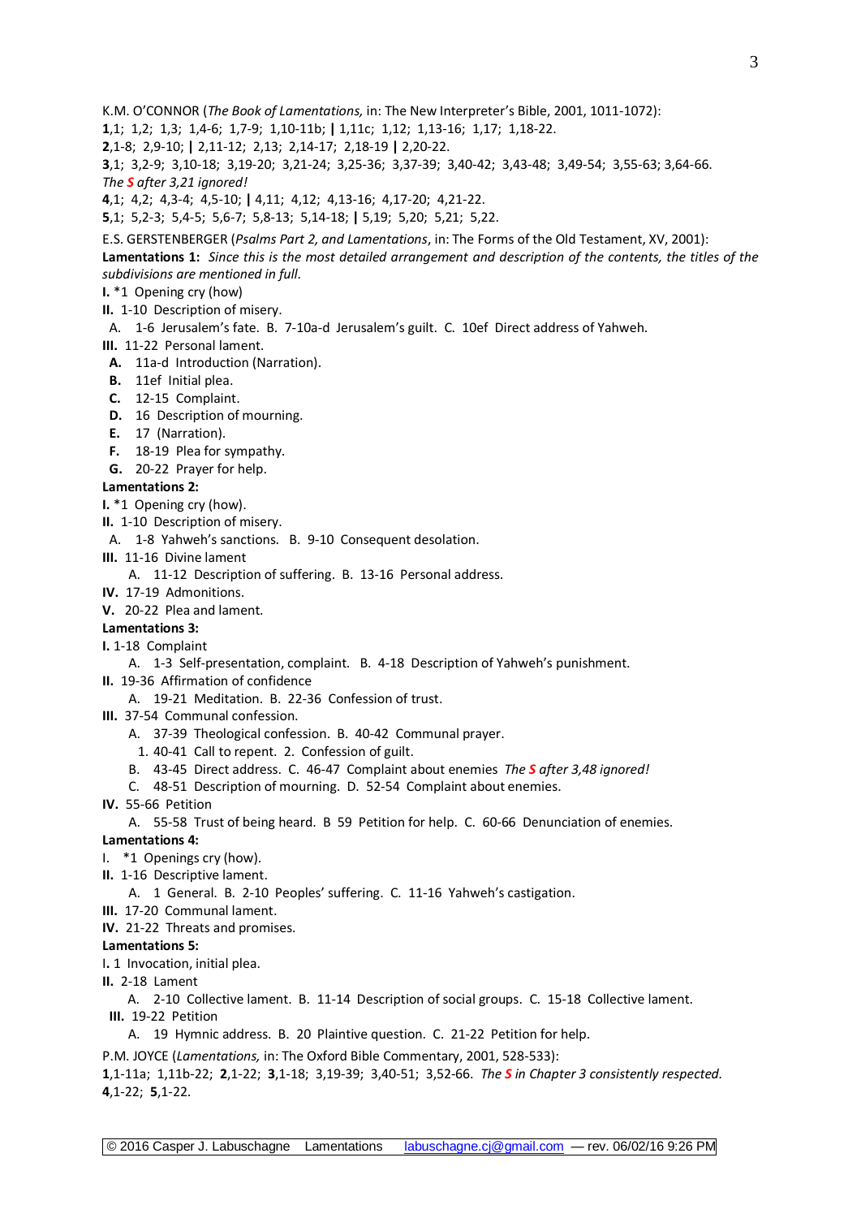K.M. O'CONNOR (*The Book of Lamentations,* in: The New Interpreter's Bible, 2001, 1011-1072):
**1**,1; 1,2; 1,3; 1,4-6; 1,7-9; 1,10-11b; **|** 1,11c; 1,12; 1,13-16; 1,17; 1,18-22.
**2**,1-8; 2,9-10; **|** 2,11-12; 2,13; 2,14-17; 2,18-19 **|** 2,20-22.
**3**,1; 3,2-9; 3,10-18; 3,19-20; 3,21-24; 3,25-36; 3,37-39; 3,40-42; 3,43-48; 3,49-54; 3,55-63; 3,64-66.
*The **S** after 3,21 ignored!*
**4**,1; 4,2; 4,3-4; 4,5-10; **|** 4,11; 4,12; 4,13-16; 4,17-20; 4,21-22.
**5**,1; 5,2-3; 5,4-5; 5,6-7; 5,8-13; 5,14-18; **|** 5,19; 5,20; 5,21; 5,22.

E.S. GERSTENBERGER (*Psalms Part 2, and Lamentations*, in: The Forms of the Old Testament, XV, 2001):
**Lamentations 1:** *Since this is the most detailed arrangement and description of the contents, the titles of the subdivisions are mentioned in full.*
**I.** *1 Opening cry (how)
**II.** 1-10 Description of misery.
A. 1-6 Jerusalem's fate. B. 7-10a-d Jerusalem's guilt. C. 10ef Direct address of Yahweh.
**III.** 11-22 Personal lament.
**A.** 11a-d Introduction (Narration).
**B.** 11ef Initial plea.
**C.** 12-15 Complaint.
**D.** 16 Description of mourning.
**E.** 17 (Narration).
**F.** 18-19 Plea for sympathy.
**G.** 20-22 Prayer for help.
**Lamentations 2:**
**I.** *1 Opening cry (how).
**II.** 1-10 Description of misery.
A. 1-8 Yahweh's sanctions. B. 9-10 Consequent desolation.
**III.** 11-16 Divine lament
A. 11-12 Description of suffering. B. 13-16 Personal address.
**IV.** 17-19 Admonitions.
**V.** 20-22 Plea and lament.
**Lamentations 3:**
**I.** 1-18 Complaint
A. 1-3 Self-presentation, complaint. B. 4-18 Description of Yahweh's punishment.
**II.** 19-36 Affirmation of confidence
A. 19-21 Meditation. B. 22-36 Confession of trust.
**III.** 37-54 Communal confession.
A. 37-39 Theological confession. B. 40-42 Communal prayer.
1. 40-41 Call to repent. 2. Confession of guilt.
B. 43-45 Direct address. C. 46-47 Complaint about enemies *The **S** after 3,48 ignored!*
C. 48-51 Description of mourning. D. 52-54 Complaint about enemies.
**IV.** 55-66 Petition
A. 55-58 Trust of being heard. B 59 Petition for help. C. 60-66 Denunciation of enemies.
**Lamentations 4:**
I. *1 Openings cry (how).
**II.** 1-16 Descriptive lament.
A. 1 General. B. 2-10 Peoples' suffering. C. 11-16 Yahweh's castigation.
**III.** 17-20 Communal lament.
**IV.** 21-22 Threats and promises.
**Lamentations 5:**
I**.** 1 Invocation, initial plea.
**II.** 2-18 Lament
A. 2-10 Collective lament. B. 11-14 Description of social groups. C. 15-18 Collective lament.
**III.** 19-22 Petition
A. 19 Hymnic address. B. 20 Plaintive question. C. 21-22 Petition for help.

P.M. JOYCE (*Lamentations,* in: The Oxford Bible Commentary, 2001, 528-533):
**1**,1-11a; 1,11b-22; **2**,1-22; **3**,1-18; 3,19-39; 3,40-51; 3,52-66. *The **S** in Chapter 3 consistently respected.*
**4**,1-22; **5**,1-22.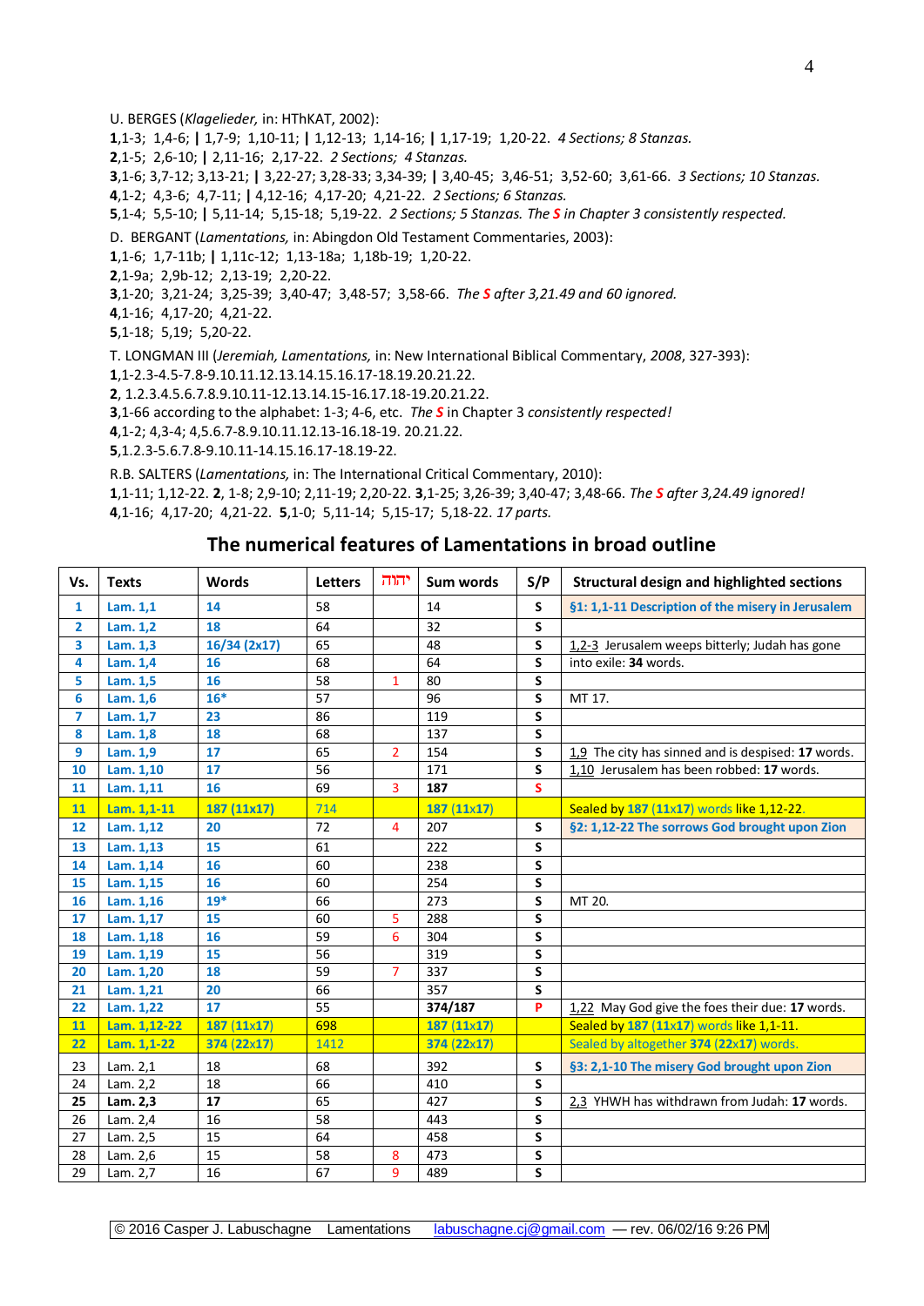U. BERGES (*Klagelieder,* in: HThKAT, 2002):
**1**,1-3; 1,4-6; **|** 1,7-9; 1,10-11; **|** 1,12-13; 1,14-16; **|** 1,17-19; 1,20-22. *4 Sections; 8 Stanzas.*
**2**,1-5; 2,6-10; **|** 2,11-16; 2,17-22. *2 Sections; 4 Stanzas.*
**3**,1-6; 3,7-12; 3,13-21; **|** 3,22-27; 3,28-33; 3,34-39; **|** 3,40-45; 3,46-51; 3,52-60; 3,61-66. *3 Sections; 10 Stanzas.*
**4**,1-2; 4,3-6; 4,7-11; **|** 4,12-16; 4,17-20; 4,21-22. *2 Sections; 6 Stanzas.*
**5**,1-4; 5,5-10; **|** 5,11-14; 5,15-18; 5,19-22. *2 Sections; 5 Stanzas. The **S** in Chapter 3 consistently respected.*

D. BERGANT (*Lamentations,* in: Abingdon Old Testament Commentaries, 2003):
**1**,1-6; 1,7-11b; **|** 1,11c-12; 1,13-18a; 1,18b-19; 1,20-22.
**2**,1-9a; 2,9b-12; 2,13-19; 2,20-22.
**3**,1-20; 3,21-24; 3,25-39; 3,40-47; 3,48-57; 3,58-66. *The **S** after 3,21.49 and 60 ignored.*
**4**,1-16; 4,17-20; 4,21-22.
**5**,1-18; 5,19; 5,20-22.

T. LONGMAN III (*Jeremiah, Lamentations,* in: New International Biblical Commentary, *2008*, 327-393):
**1**,1-2.3-4.5-7.8-9.10.11.12.13.14.15.16.17-18.19.20.21.22.
**2**, 1.2.3.4.5.6.7.8.9.10.11-12.13.14.15-16.17.18-19.20.21.22.
**3**,1-66 according to the alphabet: 1-3; 4-6, etc. *The **S** in Chapter 3 consistently respected!*
**4**,1-2; 4,3-4; 4,5.6.7-8.9.10.11.12.13-16.18-19. 20.21.22.
**5**,1.2.3-5.6.7.8-9.10.11-14.15.16.17-18.19-22.

R.B. SALTERS (*Lamentations,* in: The International Critical Commentary, 2010):
**1**,1-11; 1,12-22. **2**, 1-8; 2,9-10; 2,11-19; 2,20-22. **3**,1-25; 3,26-39; 3,40-47; 3,48-66. *The **S** after 3,24.49 ignored!*
**4**,1-16; 4,17-20; 4,21-22. **5**,1-0; 5,11-14; 5,15-17; 5,18-22. *17 parts.*

## The numerical features of Lamentations in broad outline

| Vs. | Texts | Words | Letters | יהוה | Sum words | S/P | Structural design and highlighted sections |
|---|---|---|---|---|---|---|---|
| **1** | **Lam. 1,1** | **14** | 58 | | 14 | **S** | **§1: 1,1-11 Description of the misery in Jerusalem** |
| **2** | **Lam. 1,2** | **18** | 64 | | 32 | **S** | |
| **3** | **Lam. 1,3** | **16/34 (2x17)** | 65 | | 48 | **S** | 1,2-3 Jerusalem weeps bitterly; Judah has gone |
| **4** | **Lam. 1,4** | **16** | 68 | | 64 | **S** | into exile: **34** words. |
| **5** | **Lam. 1,5** | **16** | 58 | 1 | 80 | **S** | |
| **6** | **Lam. 1,6** | **16*** | 57 | | 96 | **S** | MT 17. |
| **7** | **Lam. 1,7** | **23** | 86 | | 119 | **S** | |
| **8** | **Lam. 1,8** | **18** | 68 | | 137 | **S** | |
| **9** | **Lam. 1,9** | **17** | 65 | 2 | 154 | **S** | 1,9 The city has sinned and is despised: **17** words. |
| **10** | **Lam. 1,10** | **17** | 56 | | 171 | **S** | 1,10 Jerusalem has been robbed: **17** words. |
| **11** | **Lam. 1,11** | **16** | 69 | 3 | **187** | **S** | |
| **11** | **Lam. 1,1-11** | **187 (11x17)** | 714 | | **187 (11x17)** | | Sealed by **187 (11x17)** words like 1,12-22. |
| **12** | **Lam. 1,12** | **20** | 72 | 4 | 207 | **S** | **§2: 1,12-22 The sorrows God brought upon Zion** |
| **13** | **Lam. 1,13** | **15** | 61 | | 222 | **S** | |
| **14** | **Lam. 1,14** | **16** | 60 | | 238 | **S** | |
| **15** | **Lam. 1,15** | **16** | 60 | | 254 | **S** | |
| **16** | **Lam. 1,16** | **19*** | 66 | | 273 | **S** | MT 20. |
| **17** | **Lam. 1,17** | **15** | 60 | 5 | 288 | **S** | |
| **18** | **Lam. 1,18** | **16** | 59 | 6 | 304 | **S** | |
| **19** | **Lam. 1,19** | **15** | 56 | | 319 | **S** | |
| **20** | **Lam. 1,20** | **18** | 59 | 7 | 337 | **S** | |
| **21** | **Lam. 1,21** | **20** | 66 | | 357 | **S** | |
| **22** | **Lam. 1,22** | **17** | 55 | | **374/187** | **P** | 1,22 May God give the foes their due: **17** words. |
| **11** | **Lam. 1,12-22** | **187 (11x17)** | 698 | | **187 (11x17)** | | Sealed by **187 (11x17)** words like 1,1-11. |
| **22** | **Lam. 1,1-22** | **374 (22x17)** | 1412 | | **374 (22x17)** | | Sealed by altogether **374 (22x17)** words. |
| 23 | Lam. 2,1 | 18 | 68 | | 392 | **S** | **§3: 2,1-10 The misery God brought upon Zion** |
| 24 | Lam. 2,2 | 18 | 66 | | 410 | **S** | |
| **25** | **Lam. 2,3** | **17** | 65 | | 427 | **S** | 2,3 YHWH has withdrawn from Judah: **17** words. |
| 26 | Lam. 2,4 | 16 | 58 | | 443 | **S** | |
| 27 | Lam. 2,5 | 15 | 64 | | 458 | **S** | |
| 28 | Lam. 2,6 | 15 | 58 | 8 | 473 | **S** | |
| 29 | Lam. 2,7 | 16 | 67 | 9 | 489 | **S** | |

© 2016 Casper J. Labuschagne Lamentations labuschagne.cj@gmail.com — rev. 06/02/16 9:26 PM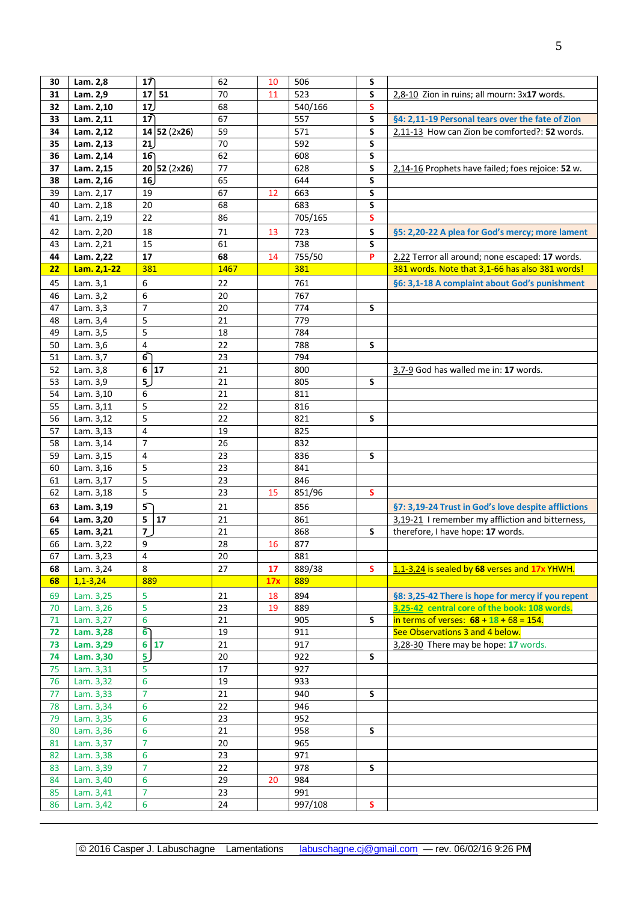| 30 | **Lam. 2,8** | **17** | 62 | 10 | 506 | S | |
|---|---|---|---|---|---|---|---|
| 31 | **Lam. 2,9** | **17** 51 | 70 | 11 | 523 | S | 2,8-10 Zion in ruins; all mourn: 3x**17** words. |
| 32 | **Lam. 2,10** | **17** | 68 | | 540/166 | S | |
| 33 | **Lam. 2,11** | **17** | 67 | | 557 | S | **§4: 2,11-19 Personal tears over the fate of Zion** |
| 34 | **Lam. 2,12** | **14** **52** (2x**26**) | 59 | | 571 | S | 2,11-13 How can Zion be comforted?: **52** words. |
| 35 | **Lam. 2,13** | **21** | 70 | | 592 | S | |
| 36 | **Lam. 2,14** | **16** | 62 | | 608 | S | |
| 37 | **Lam. 2,15** | **20** **52** (2x**26**) | 77 | | 628 | S | 2,14-16 Prophets have failed; foes rejoice: **52** w. |
| 38 | **Lam. 2,16** | **16** | 65 | | 644 | S | |
| 39 | Lam. 2,17 | 19 | 67 | 12 | 663 | S | |
| 40 | Lam. 2,18 | 20 | 68 | | 683 | S | |
| 41 | Lam. 2,19 | 22 | 86 | | 705/165 | S | |
| 42 | Lam. 2,20 | 18 | 71 | 13 | 723 | S | **§5: 2,20-22 A plea for God's mercy; more lament** |
| 43 | Lam. 2,21 | 15 | 61 | | 738 | S | |
| 44 | **Lam. 2,22** | **17** | **68** | 14 | 755/50 | P | 2,22 Terror all around; none escaped: **17** words. |
| **22** | **Lam. 2,1-22** | 381 | 1467 | | 381 | | 381 words. Note that 3,1-66 has also 381 words! |
| 45 | Lam. 3,1 | 6 | 22 | | 761 | | **§6: 3,1-18 A complaint about God's punishment** |
| 46 | Lam. 3,2 | 6 | 20 | | 767 | | |
| 47 | Lam. 3,3 | 7 | 20 | | 774 | S | |
| 48 | Lam. 3,4 | 5 | 21 | | 779 | | |
| 49 | Lam. 3,5 | 5 | 18 | | 784 | | |
| 50 | Lam. 3,6 | 4 | 22 | | 788 | S | |
| 51 | Lam. 3,7 | 6 | 23 | | 794 | | |
| 52 | Lam. 3,8 | 6 **17** | 21 | | 800 | | 3,7-9 God has walled me in: **17** words. |
| 53 | Lam. 3,9 | 5 | 21 | | 805 | S | |
| 54 | Lam. 3,10 | 6 | 21 | | 811 | | |
| 55 | Lam. 3,11 | 5 | 22 | | 816 | | |
| 56 | Lam. 3,12 | 5 | 22 | | 821 | S | |
| 57 | Lam. 3,13 | 4 | 19 | | 825 | | |
| 58 | Lam. 3,14 | 7 | 26 | | 832 | | |
| 59 | Lam. 3,15 | 4 | 23 | | 836 | S | |
| 60 | Lam. 3,16 | 5 | 23 | | 841 | | |
| 61 | Lam. 3,17 | 5 | 23 | | 846 | | |
| 62 | Lam. 3,18 | 5 | 23 | 15 | 851/96 | S | |
| **63** | **Lam. 3,19** | 5 | 21 | | 856 | | **§7: 3,19-24 Trust in God's love despite afflictions** |
| **64** | **Lam. 3,20** | 5 **17** | 21 | | 861 | | 3,19-21 I remember my affliction and bitterness, |
| **65** | **Lam. 3,21** | 7 | 21 | | 868 | S | therefore, I have hope: **17** words. |
| 66 | Lam. 3,22 | 9 | 28 | 16 | 877 | | |
| 67 | Lam. 3,23 | 4 | 20 | | 881 | | |
| 68 | Lam. 3,24 | 8 | 27 | **17** | 889/38 | S | 1,1-3,24 is sealed by **68** verses and **17x** YHWH. |
| **68** | 1,1-3,24 | 889 | | **17x** | 889 | | |
| 69 | Lam. 3,25 | 5 | 21 | 18 | 894 | | **§8: 3,25-42 There is hope for mercy if you repent** |
| 70 | Lam. 3,26 | 5 | 23 | 19 | 889 | | **3,25-42 central core of the book: 108 words.** |
| 71 | Lam. 3,27 | 6 | 21 | | 905 | S | in terms of verses: **68** + **18** + 68 = 154. |
| **72** | **Lam. 3,28** | 6 | 19 | | 911 | | See Observations 3 and 4 below. |
| **73** | **Lam. 3,29** | 6 **17** | 21 | | 917 | | 3,28-30 There may be hope: **17** words. |
| **74** | **Lam. 3,30** | 5 | 20 | | 922 | S | |
| 75 | Lam. 3,31 | 5 | 17 | | 927 | | |
| 76 | Lam. 3,32 | 6 | 19 | | 933 | | |
| 77 | Lam. 3,33 | 7 | 21 | | 940 | S | |
| 78 | Lam. 3,34 | 6 | 22 | | 946 | | |
| 79 | Lam. 3,35 | 6 | 23 | | 952 | | |
| 80 | Lam. 3,36 | 6 | 21 | | 958 | S | |
| 81 | Lam. 3,37 | 7 | 20 | | 965 | | |
| 82 | Lam. 3,38 | 6 | 23 | | 971 | | |
| 83 | Lam. 3,39 | 7 | 22 | | 978 | S | |
| 84 | Lam. 3,40 | 6 | 29 | 20 | 984 | | |
| 85 | Lam. 3,41 | 7 | 23 | | 991 | | |
| 86 | Lam. 3,42 | 6 | 24 | | 997/108 | S | |

© 2016 Casper J. Labuschagne Lamentations labuschagne.cj@gmail.com — rev. 06/02/16 9:26 PM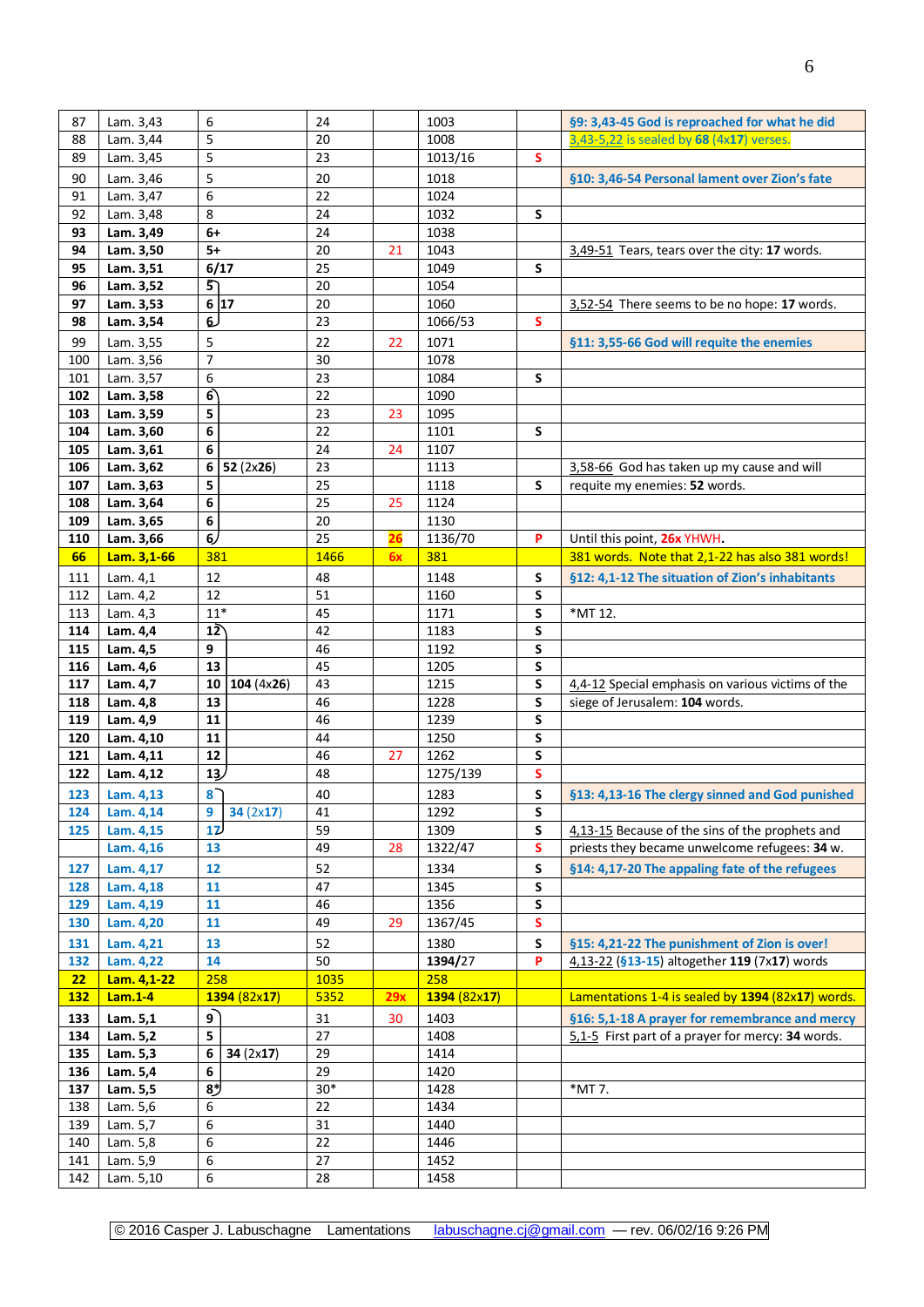| | | | | | | | |
|---|---|---|---|---|---|---|---|
| 87 | Lam. 3,43 | 6 | 24 | | 1003 | | §9: 3,43-45 God is reproached for what he did |
| 88 | Lam. 3,44 | 5 | 20 | | 1008 | | 3,43-5,22 is sealed by **68** (4x**17**) verses. |
| 89 | Lam. 3,45 | 5 | 23 | | 1013/16 | S | |
| 90 | Lam. 3,46 | 5 | 20 | | 1018 | | §10: 3,46-54 Personal lament over Zion's fate |
| 91 | Lam. 3,47 | 6 | 22 | | 1024 | | |
| 92 | Lam. 3,48 | 8 | 24 | | 1032 | S | |
| **93** | **Lam. 3,49** | **6+** | 24 | | 1038 | | |
| **94** | **Lam. 3,50** | **5+** | 20 | 21 | 1043 | | 3,49-51 Tears, tears over the city: **17** words. |
| **95** | **Lam. 3,51** | **6/17** | 25 | | 1049 | S | |
| **96** | **Lam. 3,52** | **5** | 20 | | 1054 | | |
| **97** | **Lam. 3,53** | **6** **17** | 20 | | 1060 | | 3,52-54 There seems to be no hope: **17** words. |
| **98** | **Lam. 3,54** | **6** | 23 | | 1066/53 | S | |
| 99 | Lam. 3,55 | 5 | 22 | 22 | 1071 | | §11: 3,55-66 God will requite the enemies |
| 100 | Lam. 3,56 | 7 | 30 | | 1078 | | |
| 101 | Lam. 3,57 | 6 | 23 | | 1084 | S | |
| **102** | **Lam. 3,58** | **6** | 22 | | 1090 | | |
| **103** | **Lam. 3,59** | **5** | 23 | 23 | 1095 | | |
| **104** | **Lam. 3,60** | **6** | 22 | | 1101 | S | |
| **105** | **Lam. 3,61** | **6** | 24 | 24 | 1107 | | |
| **106** | **Lam. 3,62** | **6** **52** (2x**26**) | 23 | | 1113 | | 3,58-66 God has taken up my cause and will |
| **107** | **Lam. 3,63** | **5** | 25 | | 1118 | S | requite my enemies: **52** words. |
| **108** | **Lam. 3,64** | **6** | 25 | 25 | 1124 | | |
| **109** | **Lam. 3,65** | **6** | 20 | | 1130 | | |
| **110** | **Lam. 3,66** | **6** | 25 | **26** | 1136/70 | P | Until this point, **26x** YHWH**.** |
| **66** | **Lam. 3,1-66** | 381 | 1466 | **6x** | 381 | | 381 words. Note that 2,1-22 has also 381 words! |
| 111 | Lam. 4,1 | 12 | 48 | | 1148 | S | §12: 4,1-12 The situation of Zion's inhabitants |
| 112 | Lam. 4,2 | 12 | 51 | | 1160 | S | |
| 113 | Lam. 4,3 | 11* | 45 | | 1171 | S | *MT 12. |
| **114** | **Lam. 4,4** | **12** | 42 | | 1183 | S | |
| **115** | **Lam. 4,5** | **9** | 46 | | 1192 | S | |
| **116** | **Lam. 4,6** | **13** | 45 | | 1205 | S | |
| **117** | **Lam. 4,7** | **10** **104** (4x**26**) | 43 | | 1215 | S | 4,4-12 Special emphasis on various victims of the |
| **118** | **Lam. 4,8** | **13** | 46 | | 1228 | S | siege of Jerusalem: **104** words. |
| **119** | **Lam. 4,9** | **11** | 46 | | 1239 | S | |
| **120** | **Lam. 4,10** | **11** | 44 | | 1250 | S | |
| **121** | **Lam. 4,11** | **12** | 46 | 27 | 1262 | S | |
| **122** | **Lam. 4,12** | **13** | 48 | | 1275/139 | S | |
| **123** | **Lam. 4,13** | **8** | 40 | | 1283 | S | §13: 4,13-16 The clergy sinned and God punished |
| **124** | **Lam. 4,14** | **9** **34** (2x**17**) | 41 | | 1292 | S | |
| **125** | **Lam. 4,15** | **17** | 59 | | 1309 | S | 4,13-15 Because of the sins of the prophets and |
| | **Lam. 4,16** | **13** | 49 | 28 | 1322/47 | S | priests they became unwelcome refugees: **34** w. |
| **127** | **Lam. 4,17** | **12** | 52 | | 1334 | S | §14: 4,17-20 The appaling fate of the refugees |
| **128** | **Lam. 4,18** | **11** | 47 | | 1345 | S | |
| **129** | **Lam. 4,19** | **11** | 46 | | 1356 | S | |
| **130** | **Lam. 4,20** | **11** | 49 | 29 | 1367/45 | S | |
| **131** | **Lam. 4,21** | **13** | 52 | | 1380 | S | §15: 4,21-22 The punishment of Zion is over! |
| **132** | **Lam. 4,22** | **14** | 50 | | **1394**/27 | P | 4,13-22 (§13-15) altogether **119** (7x**17**) words |
| **22** | **Lam. 4,1-22** | 258 | 1035 | | 258 | | |
| **132** | **Lam.1-4** | **1394** (82x**17**) | 5352 | **29x** | **1394** (82x**17**) | | Lamentations 1-4 is sealed by **1394** (82x**17**) words. |
| 133 | Lam. 5,1 | **9** | 31 | 30 | 1403 | | §16: 5,1-18 A prayer for remembrance and mercy |
| 134 | Lam. 5,2 | **5** | 27 | | 1408 | | 5,1-5 First part of a prayer for mercy: **34** words. |
| 135 | Lam. 5,3 | **6** **34** (2x**17**) | 29 | | 1414 | | |
| 136 | Lam. 5,4 | **6** | 29 | | 1420 | | |
| 137 | Lam. 5,5 | **8*** | 30* | | 1428 | | *MT 7. |
| 138 | Lam. 5,6 | 6 | 22 | | 1434 | | |
| 139 | Lam. 5,7 | 6 | 31 | | 1440 | | |
| 140 | Lam. 5,8 | 6 | 22 | | 1446 | | |
| 141 | Lam. 5,9 | 6 | 27 | | 1452 | | |
| 142 | Lam. 5,10 | 6 | 28 | | 1458 | | |

© 2016 Casper J. Labuschagne Lamentations labuschagne.cj@gmail.com — rev. 06/02/16 9:26 PM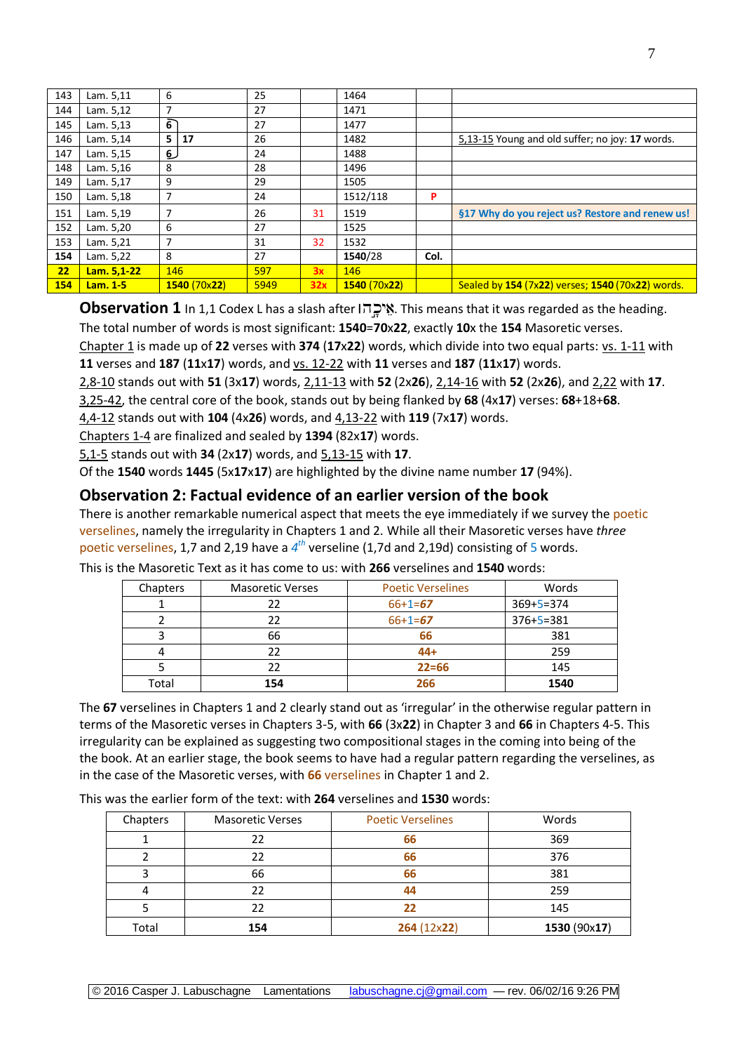| 143 | Lam. 5,11 | 6 | 25 | | 1464 | | |
|---|---|---|---|---|---|---|---|
| 144 | Lam. 5,12 | 7 | 27 | | 1471 | | |
| 145 | Lam. 5,13 | 6 | 27 | | 1477 | | |
| 146 | Lam. 5,14 | 5 **17** | 26 | | 1482 | | 5,13-15 Young and old suffer; no joy: **17** words. |
| 147 | Lam. 5,15 | 6 | 24 | | 1488 | | |
| 148 | Lam. 5,16 | 8 | 28 | | 1496 | | |
| 149 | Lam. 5,17 | 9 | 29 | | 1505 | | |
| 150 | Lam. 5,18 | 7 | 24 | | 1512/118 | P | |
| 151 | Lam. 5,19 | 7 | 26 | 31 | 1519 | | **§17 Why do you reject us? Restore and renew us!** |
| 152 | Lam. 5,20 | 6 | 27 | | 1525 | | |
| 153 | Lam. 5,21 | 7 | 31 | 32 | 1532 | | |
| **154** | Lam. 5,22 | 8 | 27 | | **1540**/28 | **Col.** | |
| **22** | **Lam. 5,1-22** | 146 | 597 | **3x** | 146 | | |
| **154** | **Lam. 1-5** | **1540** (70x**22**) | 5949 | **32x** | **1540** (70x**22**) | | Sealed by **154** (7x**22**) verses; **1540** (70x**22**) words. |

**Observation 1** In 1,1 Codex L has a slash after אֵיכָה. This means that it was regarded as the heading.
The total number of words is most significant: **1540**=**70**x**22**, exactly **10**x the **154** Masoretic verses.
Chapter 1 is made up of **22** verses with **374** (**17**x**22**) words, which divide into two equal parts: vs. 1-11 with **11** verses and **187** (**11**x**17**) words, and vs. 12-22 with **11** verses and **187** (**11**x**17**) words.
2,8-10 stands out with **51** (3x**17**) words, 2,11-13 with **52** (2x**26**), 2,14-16 with **52** (2x**26**), and 2,22 with **17**.
3,25-42, the central core of the book, stands out by being flanked by **68** (4x**17**) verses: **68**+18+**68**.
4,4-12 stands out with **104** (4x**26**) words, and 4,13-22 with **119** (7x**17**) words.
Chapters 1-4 are finalized and sealed by **1394** (82x**17**) words.
5,1-5 stands out with **34** (2x**17**) words, and 5,13-15 with **17**.
Of the **1540** words **1445** (5x**17**x**17**) are highlighted by the divine name number **17** (94%).

## Observation 2: Factual evidence of an earlier version of the book

There is another remarkable numerical aspect that meets the eye immediately if we survey the poetic verselines, namely the irregularity in Chapters 1 and 2. While all their Masoretic verses have *three* poetic verselines, 1,7 and 2,19 have a *4th* verseline (1,7d and 2,19d) consisting of 5 words.

This is the Masoretic Text as it has come to us: with **266** verselines and **1540** words:

| Chapters | Masoretic Verses | Poetic Verselines | Words |
|---|---|---|---|
| 1 | 22 | 66+1=***67*** | 369+5=374 |
| 2 | 22 | 66+1=***67*** | 376+5=381 |
| 3 | 66 | **66** | 381 |
| 4 | 22 | **44+** | 259 |
| 5 | 22 | **22=66** | 145 |
| Total | **154** | **266** | **1540** |

The **67** verselines in Chapters 1 and 2 clearly stand out as 'irregular' in the otherwise regular pattern in terms of the Masoretic verses in Chapters 3-5, with **66** (3x**22**) in Chapter 3 and **66** in Chapters 4-5. This irregularity can be explained as suggesting two compositional stages in the coming into being of the the book. At an earlier stage, the book seems to have had a regular pattern regarding the verselines, as in the case of the Masoretic verses, with **66** verselines in Chapter 1 and 2.

This was the earlier form of the text: with **264** verselines and **1530** words:

| Chapters | Masoretic Verses | Poetic Verselines | Words |
|---|---|---|---|
| 1 | 22 | **66** | 369 |
| 2 | 22 | **66** | 376 |
| 3 | 66 | **66** | 381 |
| 4 | 22 | **44** | 259 |
| 5 | 22 | **22** | 145 |
| Total | **154** | **264** (12x**22**) | **1530** (90x**17**) |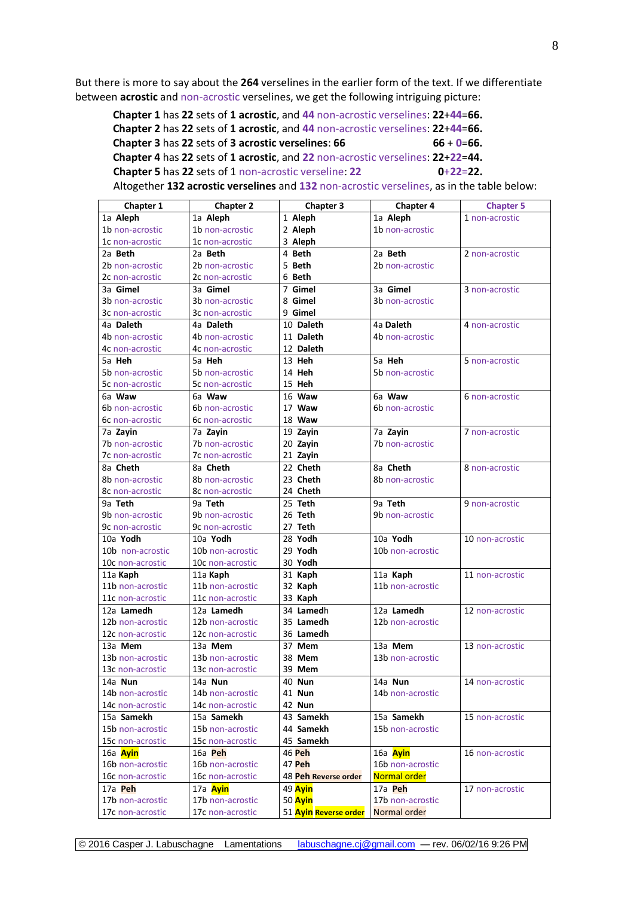But there is more to say about the **264** verselines in the earlier form of the text. If we differentiate between **acrostic** and non-acrostic verselines, we get the following intriguing picture:

**Chapter 1** has **22** sets of **1 acrostic**, and **44** non-acrostic verselines: **22**+**44**=**66.**
**Chapter 2** has **22** sets of **1 acrostic**, and **44** non-acrostic verselines: **22**+**44**=**66.**
**Chapter 3** has **22** sets of **3 acrostic verselines**: **66** 66 + **0**=**66.**
**Chapter 4** has **22** sets of **1 acrostic**, and **22** non-acrostic verselines: **22**+**22**=**44.**
**Chapter 5** has **22** sets of 1 non-acrostic verseline: **22** 0+**22**=**22.**
Altogether **132 acrostic verselines** and **132** non-acrostic verselines, as in the table below:

| Chapter 1 | Chapter 2 | Chapter 3 | Chapter 4 | Chapter 5 |
|---|---|---|---|---|
| 1a **Aleph** | 1a **Aleph** | 1 **Aleph** | 1a **Aleph** | 1 non-acrostic |
| 1b non-acrostic | 1b non-acrostic | 2 **Aleph** | 1b non-acrostic | |
| 1c non-acrostic | 1c non-acrostic | 3 **Aleph** | | |
| 2a **Beth** | 2a **Beth** | 4 **Beth** | 2a **Beth** | 2 non-acrostic |
| 2b non-acrostic | 2b non-acrostic | 5 **Beth** | 2b non-acrostic | |
| 2c non-acrostic | 2c non-acrostic | 6 **Beth** | | |
| 3a **Gimel** | 3a **Gimel** | 7 **Gimel** | 3a **Gimel** | 3 non-acrostic |
| 3b non-acrostic | 3b non-acrostic | 8 **Gimel** | 3b non-acrostic | |
| 3c non-acrostic | 3c non-acrostic | 9 **Gimel** | | |
| 4a **Daleth** | 4a **Daleth** | 10 **Daleth** | 4a **Daleth** | 4 non-acrostic |
| 4b non-acrostic | 4b non-acrostic | 11 **Daleth** | 4b non-acrostic | |
| 4c non-acrostic | 4c non-acrostic | 12 **Daleth** | | |
| 5a **Heh** | 5a **Heh** | 13 **Heh** | 5a **Heh** | 5 non-acrostic |
| 5b non-acrostic | 5b non-acrostic | 14 **Heh** | 5b non-acrostic | |
| 5c non-acrostic | 5c non-acrostic | 15 **Heh** | | |
| 6a **Waw** | 6a **Waw** | 16 **Waw** | 6a **Waw** | 6 non-acrostic |
| 6b non-acrostic | 6b non-acrostic | 17 **Waw** | 6b non-acrostic | |
| 6c non-acrostic | 6c non-acrostic | 18 **Waw** | | |
| 7a **Zayin** | 7a **Zayin** | 19 **Zayin** | 7a **Zayin** | 7 non-acrostic |
| 7b non-acrostic | 7b non-acrostic | 20 **Zayin** | 7b non-acrostic | |
| 7c non-acrostic | 7c non-acrostic | 21 **Zayin** | | |
| 8a **Cheth** | 8a **Cheth** | 22 **Cheth** | 8a **Cheth** | 8 non-acrostic |
| 8b non-acrostic | 8b non-acrostic | 23 **Cheth** | 8b non-acrostic | |
| 8c non-acrostic | 8c non-acrostic | 24 **Cheth** | | |
| 9a **Teth** | 9a **Teth** | 25 **Teth** | 9a **Teth** | 9 non-acrostic |
| 9b non-acrostic | 9b non-acrostic | 26 **Teth** | 9b non-acrostic | |
| 9c non-acrostic | 9c non-acrostic | 27 **Teth** | | |
| 10a **Yodh** | 10a **Yodh** | 28 **Yodh** | 10a **Yodh** | 10 non-acrostic |
| 10b non-acrostic | 10b non-acrostic | 29 **Yodh** | 10b non-acrostic | |
| 10c non-acrostic | 10c non-acrostic | 30 **Yodh** | | |
| 11a **Kaph** | 11a **Kaph** | 31 **Kaph** | 11a **Kaph** | 11 non-acrostic |
| 11b non-acrostic | 11b non-acrostic | 32 **Kaph** | 11b non-acrostic | |
| 11c non-acrostic | 11c non-acrostic | 33 **Kaph** | | |
| 12a **Lamedh** | 12a **Lamedh** | 34 **Lamed**h | 12a **Lamedh** | 12 non-acrostic |
| 12b non-acrostic | 12b non-acrostic | 35 **Lamedh** | 12b non-acrostic | |
| 12c non-acrostic | 12c non-acrostic | 36 **Lamedh** | | |
| 13a **Mem** | 13a **Mem** | 37 **Mem** | 13a **Mem** | 13 non-acrostic |
| 13b non-acrostic | 13b non-acrostic | 38 **Mem** | 13b non-acrostic | |
| 13c non-acrostic | 13c non-acrostic | 39 **Mem** | | |
| 14a **Nun** | 14a **Nun** | 40 **Nun** | 14a **Nun** | 14 non-acrostic |
| 14b non-acrostic | 14b non-acrostic | 41 **Nun** | 14b non-acrostic | |
| 14c non-acrostic | 14c non-acrostic | 42 **Nun** | | |
| 15a **Samekh** | 15a **Samekh** | 43 **Samekh** | 15a **Samekh** | 15 non-acrostic |
| 15b non-acrostic | 15b non-acrostic | 44 **Samekh** | 15b non-acrostic | |
| 15c non-acrostic | 15c non-acrostic | 45 **Samekh** | | |
| 16a **Ayin** | 16a **Peh** | 46 **Peh** | 16a **Ayin** | 16 non-acrostic |
| 16b non-acrostic | 16b non-acrostic | 47 **Peh** | 16b non-acrostic | |
| 16c non-acrostic | 16c non-acrostic | 48 **Peh** **Reverse order** | Normal order | |
| 17a **Peh** | 17a **Ayin** | 49 **Ayin** | 17a **Peh** | 17 non-acrostic |
| 17b non-acrostic | 17b non-acrostic | 50 **Ayin** | 17b non-acrostic | |
| 17c non-acrostic | 17c non-acrostic | 51 **Ayin** **Reverse order** | Normal order | |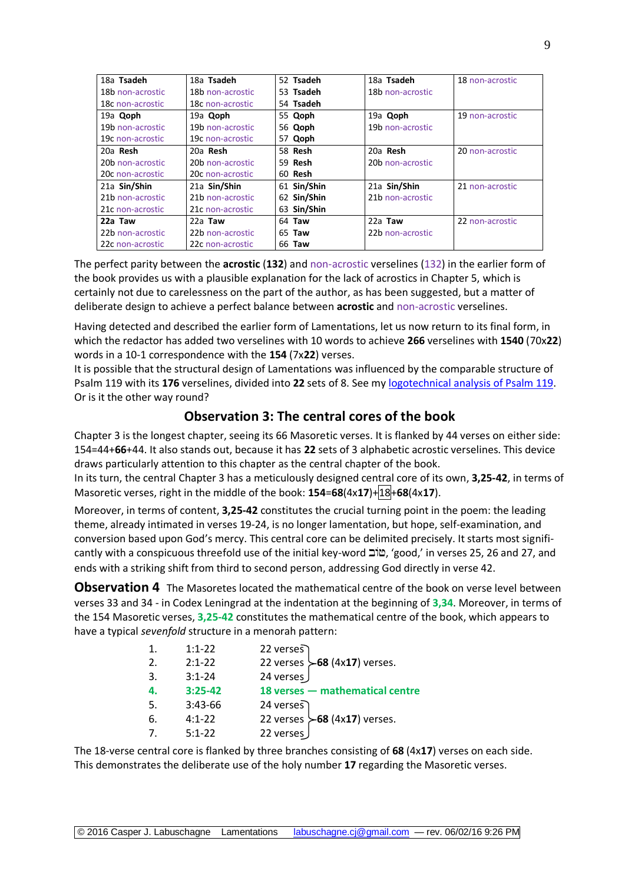| | | | | |
|---|---|---|---|---|
| 18a **Tsadeh**<br>18b non-acrostic<br>18c non-acrostic | 18a **Tsadeh**<br>18b non-acrostic<br>18c non-acrostic | 52 **Tsadeh**<br>53 **Tsadeh**<br>54 **Tsadeh** | 18a **Tsadeh**<br>18b non-acrostic | 18 non-acrostic |
| 19a **Qoph**<br>19b non-acrostic<br>19c non-acrostic | 19a **Qoph**<br>19b non-acrostic<br>19c non-acrostic | 55 **Qoph**<br>56 **Qoph**<br>57 **Qoph** | 19a **Qoph**<br>19b non-acrostic | 19 non-acrostic |
| 20a **Resh**<br>20b non-acrostic<br>20c non-acrostic | 20a **Resh**<br>20b non-acrostic<br>20c non-acrostic | 58 **Resh**<br>59 **Resh**<br>60 **Resh** | 20a **Resh**<br>20b non-acrostic | 20 non-acrostic |
| 21a **Sin/Shin**<br>21b non-acrostic<br>21c non-acrostic | 21a **Sin/Shin**<br>21b non-acrostic<br>21c non-acrostic | 61 **Sin/Shin**<br>62 **Sin/Shin**<br>63 **Sin/Shin** | 21a **Sin/Shin**<br>21b non-acrostic | 21 non-acrostic |
| **22a Taw**<br>22b non-acrostic<br>22c non-acrostic | 22a **Taw**<br>22b non-acrostic<br>22c non-acrostic | 64 **Taw**<br>65 **Taw**<br>66 **Taw** | 22a **Taw**<br>22b non-acrostic | 22 non-acrostic |

The perfect parity between the **acrostic** (**132**) and non-acrostic verselines (132) in the earlier form of the book provides us with a plausible explanation for the lack of acrostics in Chapter 5, which is certainly not due to carelessness on the part of the author, as has been suggested, but a matter of deliberate design to achieve a perfect balance between **acrostic** and non-acrostic verselines.

Having detected and described the earlier form of Lamentations, let us now return to its final form, in which the redactor has added two verselines with 10 words to achieve **266** verselines with **1540** (70x**22**) words in a 10-1 correspondence with the **154** (7x**22**) verses.
It is possible that the structural design of Lamentations was influenced by the comparable structure of Psalm 119 with its **176** verselines, divided into **22** sets of 8. See my [logotechnical analysis of Psalm 119](). Or is it the other way round?

## Observation 3: The central cores of the book

Chapter 3 is the longest chapter, seeing its 66 Masoretic verses. It is flanked by 44 verses on either side: 154=44+**66**+44. It also stands out, because it has **22** sets of 3 alphabetic acrostic verselines. This device draws particularly attention to this chapter as the central chapter of the book.
In its turn, the central Chapter 3 has a meticulously designed central core of its own, **3,25-42**, in terms of Masoretic verses, right in the middle of the book: **154**=**68**(4x**17**)+18+**68**(4x**17**).

Moreover, in terms of content, **3,25-42** constitutes the crucial turning point in the poem: the leading theme, already intimated in verses 19-24, is no longer lamentation, but hope, self-examination, and conversion based upon God's mercy. This central core can be delimited precisely. It starts most significantly with a conspicuous threefold use of the initial key-word טוֹב, 'good,' in verses 25, 26 and 27, and ends with a striking shift from third to second person, addressing God directly in verse 42.

**Observation 4** The Masoretes located the mathematical centre of the book on verse level between verses 33 and 34 - in Codex Leningrad at the indentation at the beginning of **3,34**. Moreover, in terms of the 154 Masoretic verses, **3,25-42** constitutes the mathematical centre of the book, which appears to have a typical *sevenfold* structure in a menorah pattern:

| | | | |
|---|---|---|---|
| 1. | 1:1-22 | 22 verses | |
| 2. | 2:1-22 | 22 verses | **68** (4x**17**) verses. |
| 3. | 3:1-24 | 24 verses | |
| **4.** | **3:25-42** | **18 verses — mathematical centre** | |
| 5. | 3:43-66 | 24 verses | |
| 6. | 4:1-22 | 22 verses | **68** (4x**17**) verses. |
| 7. | 5:1-22 | 22 verses | |

The 18-verse central core is flanked by three branches consisting of **68** (4x**17**) verses on each side. This demonstrates the deliberate use of the holy number **17** regarding the Masoretic verses.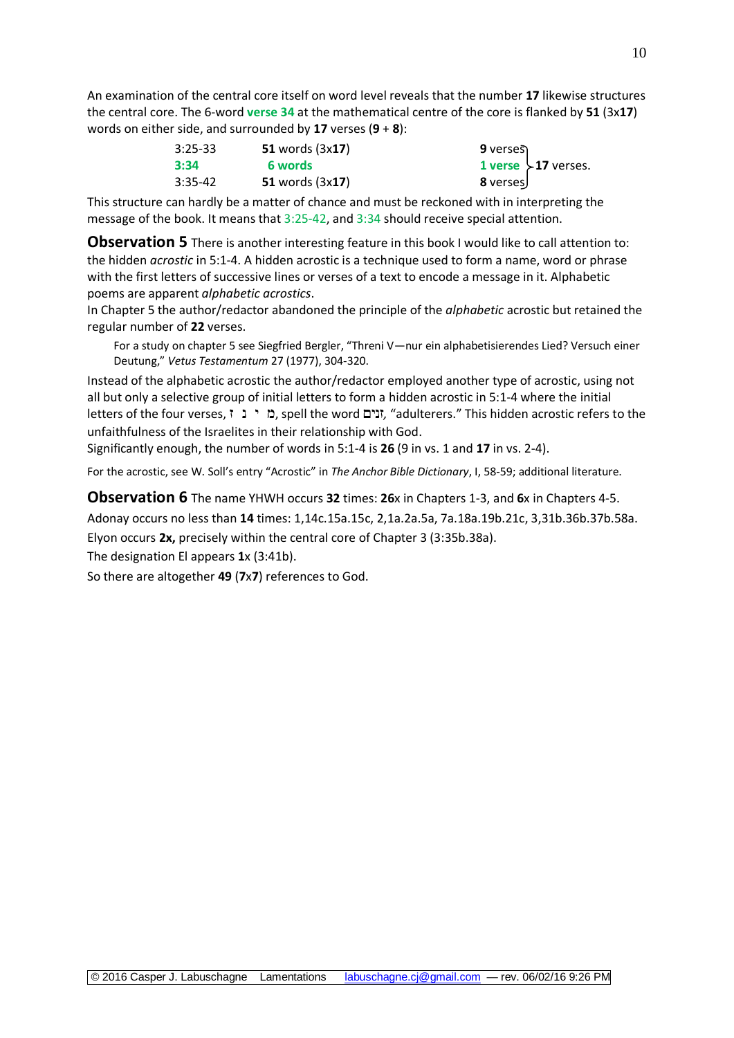An examination of the central core itself on word level reveals that the number **17** likewise structures the central core. The 6-word **verse 34** at the mathematical centre of the core is flanked by **51** (3x**17**) words on either side, and surrounded by **17** verses (**9** + **8**):

| | | | |
|---|---|---|---|
| 3:25-33 | **51** words (3x**17**) | **9** verses | |
| **3:34** | **6 words** | **1 verse** | **17** verses. |
| 3:35-42 | **51** words (3x**17**) | **8** verses | |

This structure can hardly be a matter of chance and must be reckoned with in interpreting the message of the book. It means that 3:25-42, and 3:34 should receive special attention.

**Observation 5** There is another interesting feature in this book I would like to call attention to: the hidden *acrostic* in 5:1-4. A hidden acrostic is a technique used to form a name, word or phrase with the first letters of successive lines or verses of a text to encode a message in it. Alphabetic poems are apparent *alphabetic acrostics*.

In Chapter 5 the author/redactor abandoned the principle of the *alphabetic* acrostic but retained the regular number of **22** verses.

> For a study on chapter 5 see Siegfried Bergler, "Threni V—nur ein alphabetisierendes Lied? Versuch einer Deutung," *Vetus Testamentum* 27 (1977), 304-320.

Instead of the alphabetic acrostic the author/redactor employed another type of acrostic, using not all but only a selective group of initial letters to form a hidden acrostic in 5:1-4 where the initial letters of the four verses, ז נ י ם, spell the word זנים, "adulterers." This hidden acrostic refers to the unfaithfulness of the Israelites in their relationship with God.

Significantly enough, the number of words in 5:1-4 is **26** (9 in vs. 1 and **17** in vs. 2-4).

For the acrostic, see W. Soll's entry "Acrostic" in *The Anchor Bible Dictionary*, I, 58-59; additional literature.

**Observation 6** The name YHWH occurs **32** times: **26**x in Chapters 1-3, and **6**x in Chapters 4-5.

Adonay occurs no less than **14** times: 1,14c.15a.15c, 2,1a.2a.5a, 7a.18a.19b.21c, 3,31b.36b.37b.58a.

Elyon occurs **2x,** precisely within the central core of Chapter 3 (3:35b.38a).

The designation El appears **1**x (3:41b).

So there are altogether **49** (**7**x**7**) references to God.